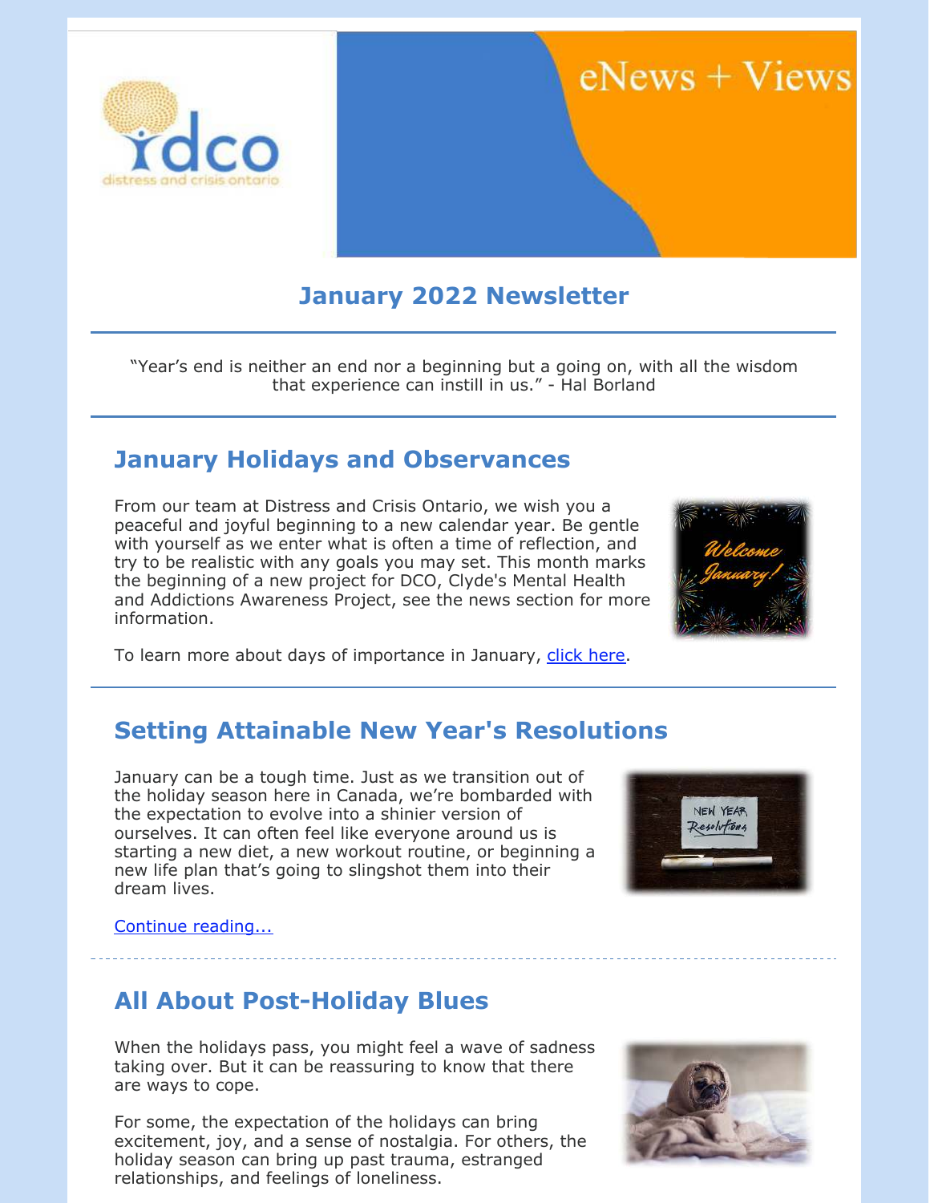# eNews + Views

## January 2022 Newsletter

"Year's end is neither an end nor a beginning but a going on, with all the wisdom that experience can instill in us." - Hal Borland

## January Holidays and Observances

From our team at Distress and Crisis Ontario, we wish you a peaceful and joyful beginning to a new calendar year. Be gentle with yourself as we enter what is often a time of reflection, and try to be realistic with any goals you may set. This month marks the beginning of a new project for DCO, Clyde's Mental Health and Addictions Awareness Project, see the news section for more information.

To learn more about days of importance in January, click here.

## Setting Attainable New Year's Resolutions

January can be a tough time. Just as we transition out of the holiday season here in Canada, we're bombarded with the expectation to evolve into a shinier version of ourselves. It can often feel like everyone around us is starting a new diet, a new workout routine, or beginning a new life plan that's going to slingshot them into their dream lives.

Continue reading...

## All About Post-Holiday Blues

When the holidays pass, you might feel a wave of sadness taking over. But it can be reassuring to know that there are ways to cope.

For some, the expectation of the holidays can bring excitement, joy, and a sense of nostalgia. For others, the holiday season can bring up past trauma, estranged relationships, and feelings of loneliness.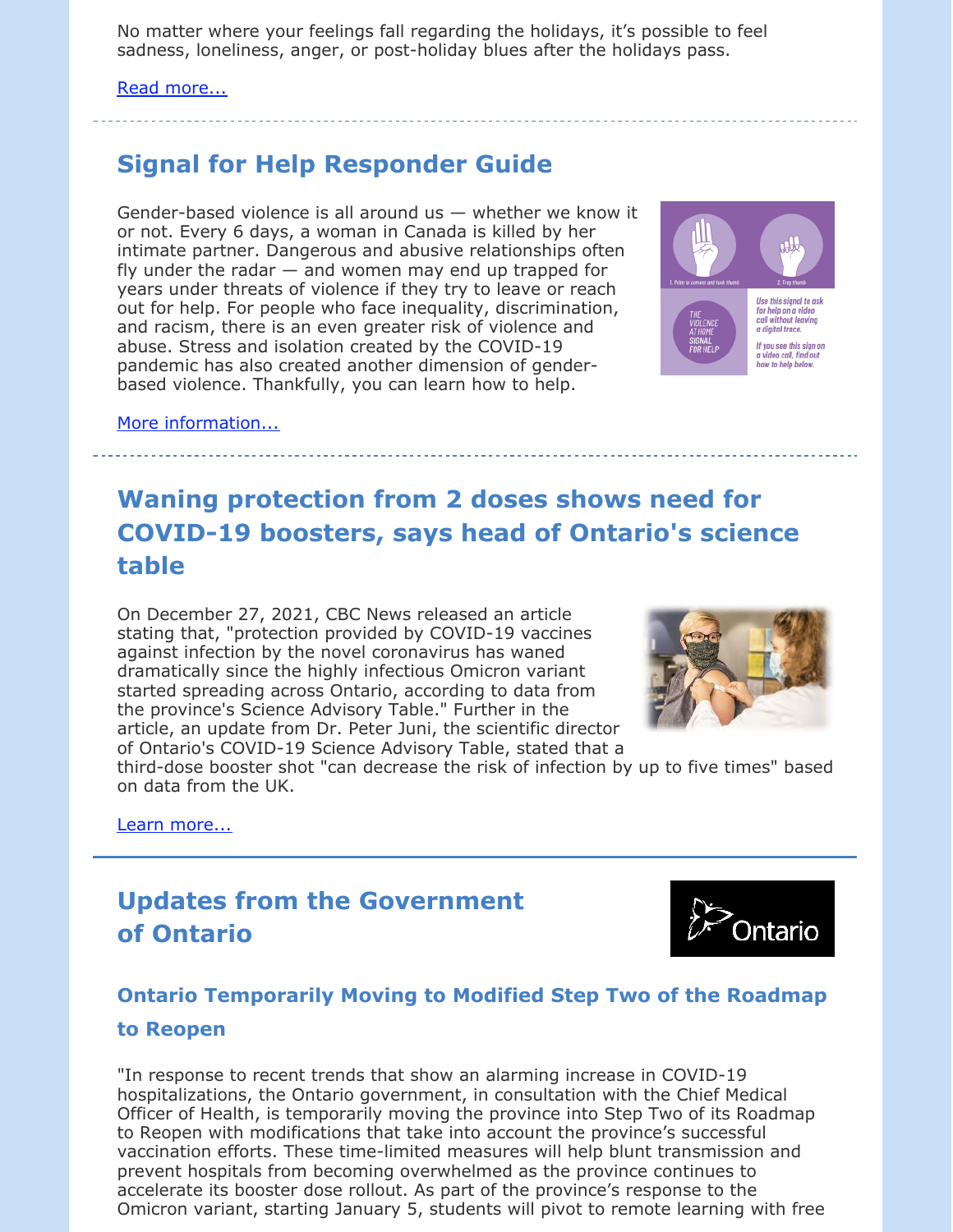No matter where your feelings fall regarding the holidays, it's possible to feel sadness, loneliness, anger, or post-holiday blues after the holidays pass.

Read more...

## Signal for Help Responder Guide

Gender-based violence is all around us — whether we know it or not. Every 6 days, a woman in Canada is killed by her intimate partner. Dangerous and abusive relationships often fly under the radar — and women may end up trapped for years under threats of violence if they try to leave or reach out for help. For people who face inequality, discrimination, and racism, there is an even greater risk of violence and abuse. Stress and isolation created by the COVID-19 pandemic has also created another dimension of gender-based violence. Thankfully, you can learn how to help.

More information...

## Waning protection from 2 doses shows need for COVID-19 boosters, says head of Ontario's science table

On December 27, 2021, CBC News released an article stating that, "protection provided by COVID-19 vaccines against infection by the novel coronavirus has waned dramatically since the highly infectious Omicron variant started spreading across Ontario, according to data from the province's Science Advisory Table." Further in the article, an update from Dr. Peter Juni, the scientific director of Ontario's COVID-19 Science Advisory Table, stated that a third-dose booster shot "can decrease the risk of infection by up to five times" based on data from the UK.

Learn more...

## Updates from the Government of Ontario

### Ontario Temporarily Moving to Modified Step Two of the Roadmap to Reopen

"In response to recent trends that show an alarming increase in COVID-19 hospitalizations, the Ontario government, in consultation with the Chief Medical Officer of Health, is temporarily moving the province into Step Two of its Roadmap to Reopen with modifications that take into account the province's successful vaccination efforts. These time-limited measures will help blunt transmission and prevent hospitals from becoming overwhelmed as the province continues to accelerate its booster dose rollout. As part of the province's response to the Omicron variant, starting January 5, students will pivot to remote learning with free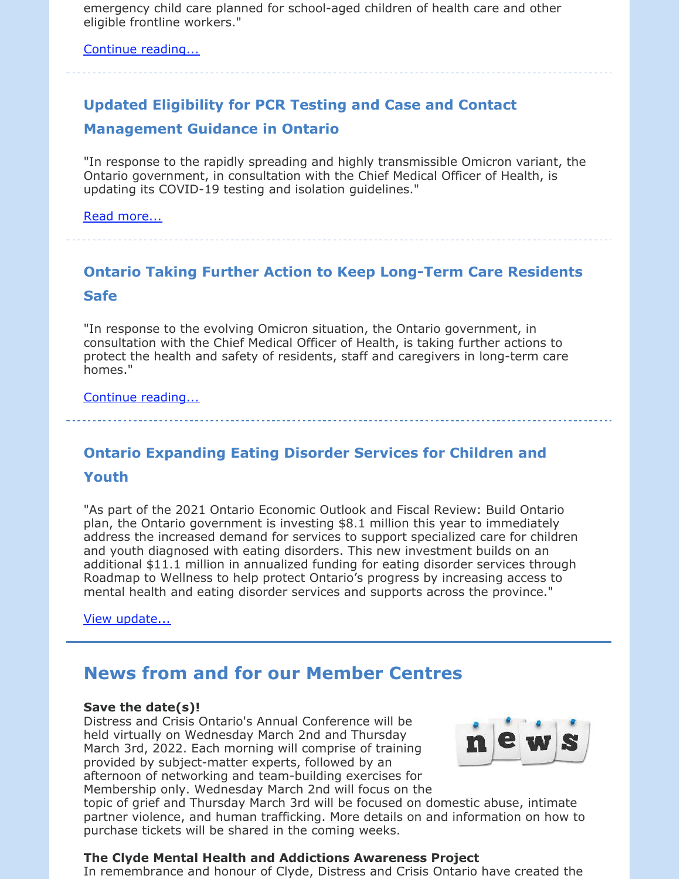emergency child care planned for school-aged children of health care and other eligible frontline workers."

Continue reading...

---

### Updated Eligibility for PCR Testing and Case and Contact Management Guidance in Ontario

"In response to the rapidly spreading and highly transmissible Omicron variant, the Ontario government, in consultation with the Chief Medical Officer of Health, is updating its COVID-19 testing and isolation guidelines."

Read more...

---

### Ontario Taking Further Action to Keep Long-Term Care Residents Safe

"In response to the evolving Omicron situation, the Ontario government, in consultation with the Chief Medical Officer of Health, is taking further actions to protect the health and safety of residents, staff and caregivers in long-term care homes."

Continue reading...

---

### Ontario Expanding Eating Disorder Services for Children and Youth

"As part of the 2021 Ontario Economic Outlook and Fiscal Review: Build Ontario plan, the Ontario government is investing $8.1 million this year to immediately address the increased demand for services to support specialized care for children and youth diagnosed with eating disorders. This new investment builds on an additional $11.1 million in annualized funding for eating disorder services through Roadmap to Wellness to help protect Ontario's progress by increasing access to mental health and eating disorder services and supports across the province."

View update...

---

## News from and for our Member Centres

**Save the date(s)!**
Distress and Crisis Ontario's Annual Conference will be held virtually on Wednesday March 2nd and Thursday March 3rd, 2022. Each morning will comprise of training provided by subject-matter experts, followed by an afternoon of networking and team-building exercises for Membership only. Wednesday March 2nd will focus on the topic of grief and Thursday March 3rd will be focused on domestic abuse, intimate partner violence, and human trafficking. More details on and information on how to purchase tickets will be shared in the coming weeks.

**The Clyde Mental Health and Addictions Awareness Project**
In remembrance and honour of Clyde, Distress and Crisis Ontario have created the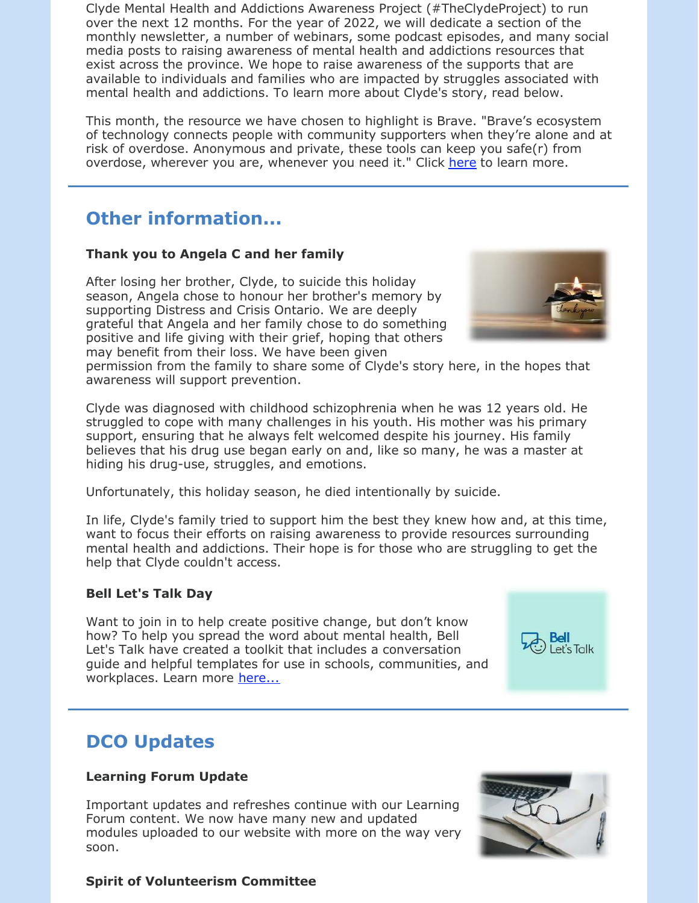Clyde Mental Health and Addictions Awareness Project (#TheClydeProject) to run over the next 12 months. For the year of 2022, we will dedicate a section of the monthly newsletter, a number of webinars, some podcast episodes, and many social media posts to raising awareness of mental health and addictions resources that exist across the province. We hope to raise awareness of the supports that are available to individuals and families who are impacted by struggles associated with mental health and addictions. To learn more about Clyde's story, read below.

This month, the resource we have chosen to highlight is Brave. "Brave's ecosystem of technology connects people with community supporters when they're alone and at risk of overdose. Anonymous and private, these tools can keep you safe(r) from overdose, wherever you are, whenever you need it." Click here to learn more.

## Other information...

**Thank you to Angela C and her family**

After losing her brother, Clyde, to suicide this holiday season, Angela chose to honour her brother's memory by supporting Distress and Crisis Ontario. We are deeply grateful that Angela and her family chose to do something positive and life giving with their grief, hoping that others may benefit from their loss. We have been given permission from the family to share some of Clyde's story here, in the hopes that awareness will support prevention.

Clyde was diagnosed with childhood schizophrenia when he was 12 years old. He struggled to cope with many challenges in his youth. His mother was his primary support, ensuring that he always felt welcomed despite his journey. His family believes that his drug use began early on and, like so many, he was a master at hiding his drug-use, struggles, and emotions.

Unfortunately, this holiday season, he died intentionally by suicide.

In life, Clyde's family tried to support him the best they knew how and, at this time, want to focus their efforts on raising awareness to provide resources surrounding mental health and addictions. Their hope is for those who are struggling to get the help that Clyde couldn't access.

**Bell Let's Talk Day**

Want to join in to help create positive change, but don't know how? To help you spread the word about mental health, Bell Let's Talk have created a toolkit that includes a conversation guide and helpful templates for use in schools, communities, and workplaces. Learn more here...

## DCO Updates

**Learning Forum Update**

Important updates and refreshes continue with our Learning Forum content. We now have many new and updated modules uploaded to our website with more on the way very soon.

**Spirit of Volunteerism Committee**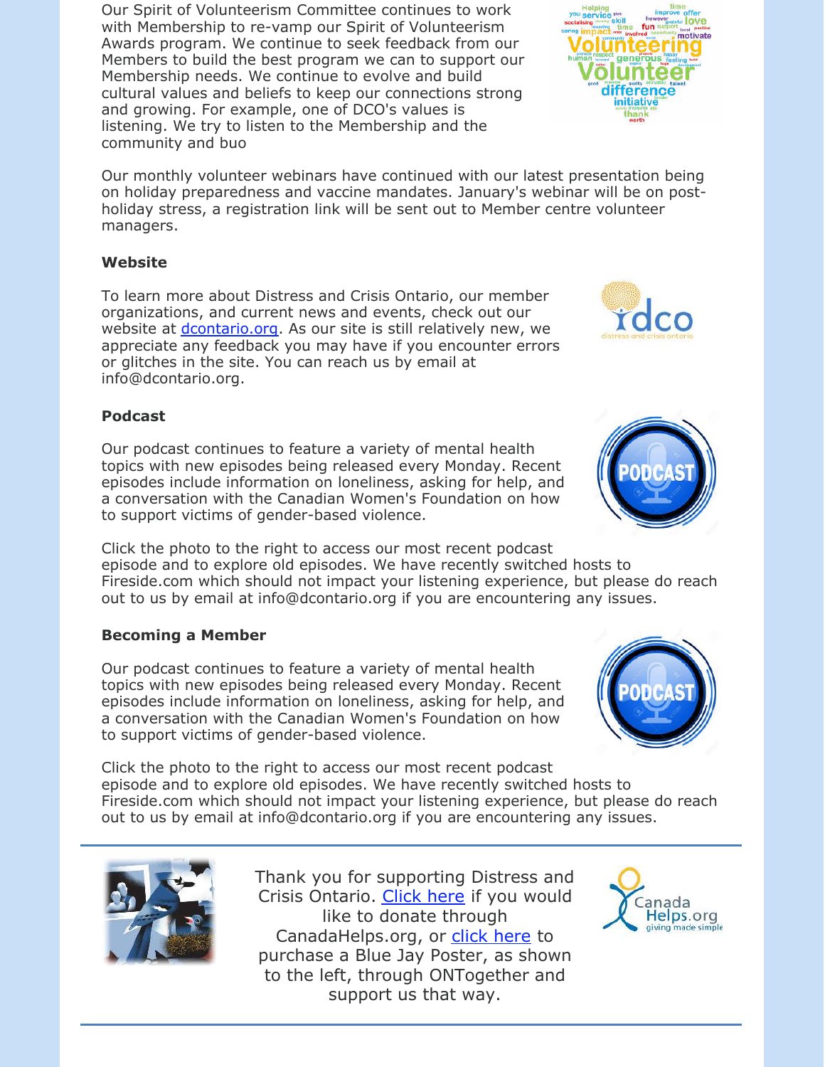Our Spirit of Volunteerism Committee continues to work with Membership to re-vamp our Spirit of Volunteerism Awards program. We continue to seek feedback from our Members to build the best program we can to support our Membership needs. We continue to evolve and build cultural values and beliefs to keep our connections strong and growing. For example, one of DCO's values is listening. We try to listen to the Membership and the community and buo

Our monthly volunteer webinars have continued with our latest presentation being on holiday preparedness and vaccine mandates. January's webinar will be on post-holiday stress, a registration link will be sent out to Member centre volunteer managers.

**Website**

To learn more about Distress and Crisis Ontario, our member organizations, and current news and events, check out our website at [dcontario.org](dcontario.org). As our site is still relatively new, we appreciate any feedback you may have if you encounter errors or glitches in the site. You can reach us by email at info@dcontario.org.

**Podcast**

Our podcast continues to feature a variety of mental health topics with new episodes being released every Monday. Recent episodes include information on loneliness, asking for help, and a conversation with the Canadian Women's Foundation on how to support victims of gender-based violence.

Click the photo to the right to access our most recent podcast episode and to explore old episodes. We have recently switched hosts to Fireside.com which should not impact your listening experience, but please do reach out to us by email at info@dcontario.org if you are encountering any issues.

**Becoming a Member**

Our podcast continues to feature a variety of mental health topics with new episodes being released every Monday. Recent episodes include information on loneliness, asking for help, and a conversation with the Canadian Women's Foundation on how to support victims of gender-based violence.

Click the photo to the right to access our most recent podcast episode and to explore old episodes. We have recently switched hosts to Fireside.com which should not impact your listening experience, but please do reach out to us by email at info@dcontario.org if you are encountering any issues.

---

Thank you for supporting Distress and Crisis Ontario. Click here if you would like to donate through CanadaHelps.org, or click here to purchase a Blue Jay Poster, as shown to the left, through ONTogether and support us that way.

---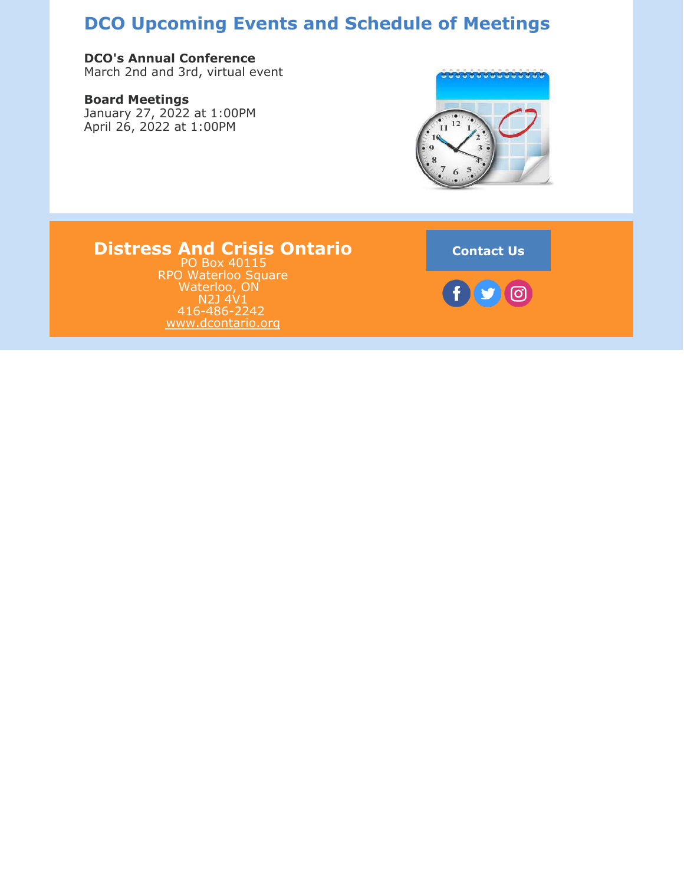## DCO Upcoming Events and Schedule of Meetings

**DCO's Annual Conference**
March 2nd and 3rd, virtual event

**Board Meetings**
January 27, 2022 at 1:00PM
April 26, 2022 at 1:00PM

**Distress And Crisis Ontario**
PO Box 40115
RPO Waterloo Square
Waterloo, ON
N2J 4V1
416-486-2242
www.dcontario.org

Contact Us